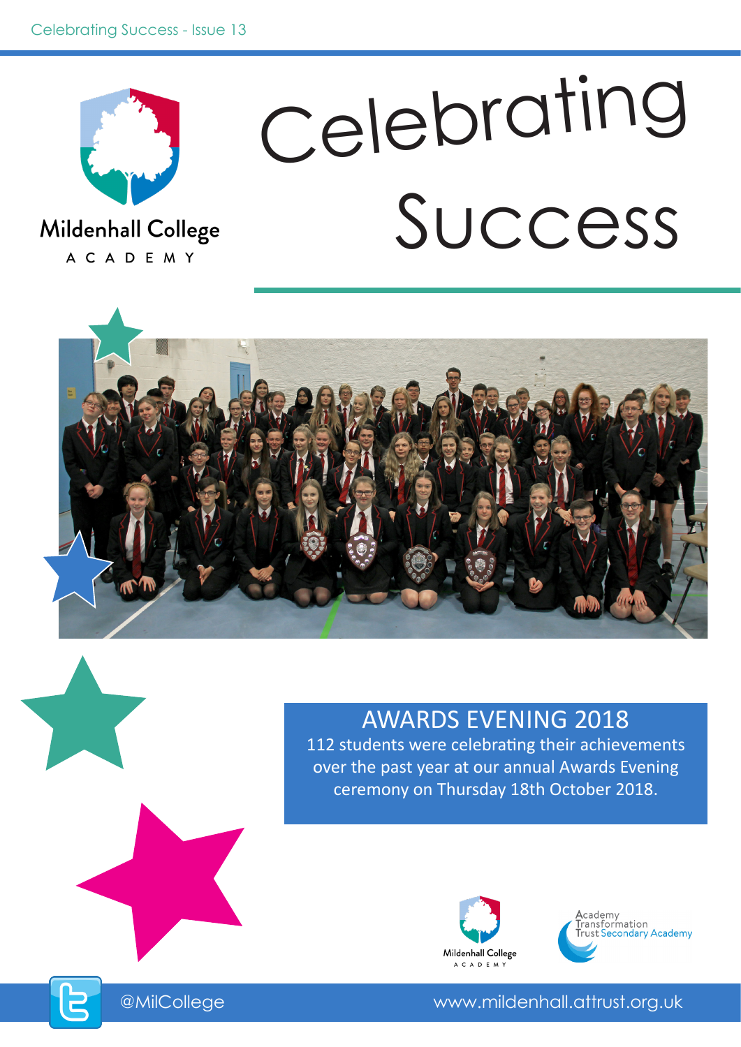Celebrating Success - Issue 13

Mildenhall College
ACADEMY

# Celebrating Success

## AWARDS EVENING 2018

112 students were celebrating their achievements over the past year at our annual Awards Evening ceremony on Thursday 18th October 2018.

Mildenhall College ACADEMY

Academy Transformation Trust Secondary Academy

@MilCollege

www.mildenhall.attrust.org.uk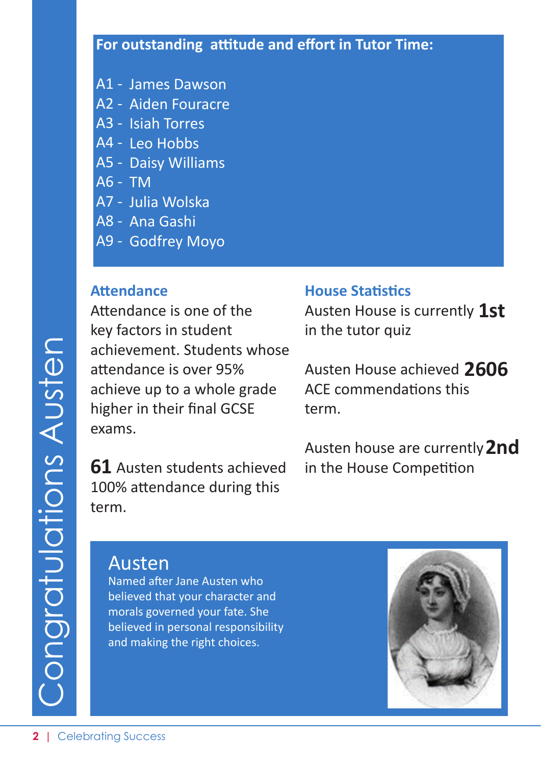# Congratulations Austen

## For outstanding attitude and effort in Tutor Time:

- A1 - James Dawson
- A2 - Aiden Fouracre
- A3 - Isiah Torres
- A4 - Leo Hobbs
- A5 - Daisy Williams
- A6 - TM
- A7 - Julia Wolska
- A8 - Ana Gashi
- A9 - Godfrey Moyo

### Attendance

Attendance is one of the key factors in student achievement. Students whose attendance is over 95% achieve up to a whole grade higher in their final GCSE exams.

**61** Austen students achieved 100% attendance during this term.

### House Statistics

Austen House is currently **1st** in the tutor quiz

Austen House achieved **2606** ACE commendations this term.

Austen house are currently **2nd** in the House Competition

## Austen

Named after Jane Austen who believed that your character and morals governed your fate. She believed in personal responsibility and making the right choices.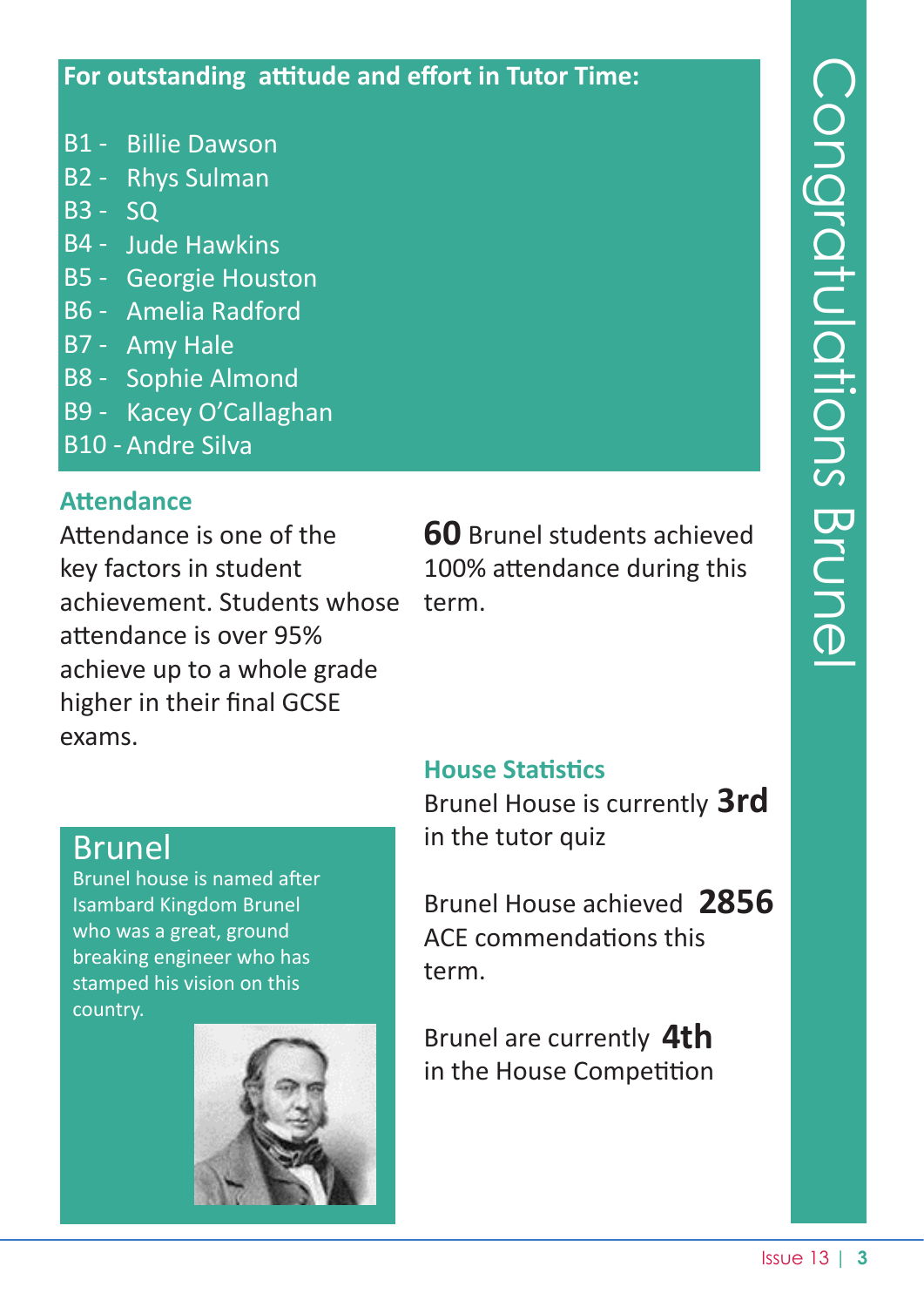# Congratulations Brunel

**For outstanding attitude and effort in Tutor Time:**

B1 - Billie Dawson
B2 - Rhys Sulman
B3 - SQ
B4 - Jude Hawkins
B5 - Georgie Houston
B6 - Amelia Radford
B7 - Amy Hale
B8 - Sophie Almond
B9 - Kacey O'Callaghan
B10 - Andre Silva

## Attendance

Attendance is one of the key factors in student achievement. Students whose attendance is over 95% achieve up to a whole grade higher in their final GCSE exams.

**60** Brunel students achieved 100% attendance during this term.

## Brunel

Brunel house is named after Isambard Kingdom Brunel who was a great, ground breaking engineer who has stamped his vision on this country.

## House Statistics

Brunel House is currently **3rd** in the tutor quiz

Brunel House achieved **2856** ACE commendations this term.

Brunel are currently **4th** in the House Competition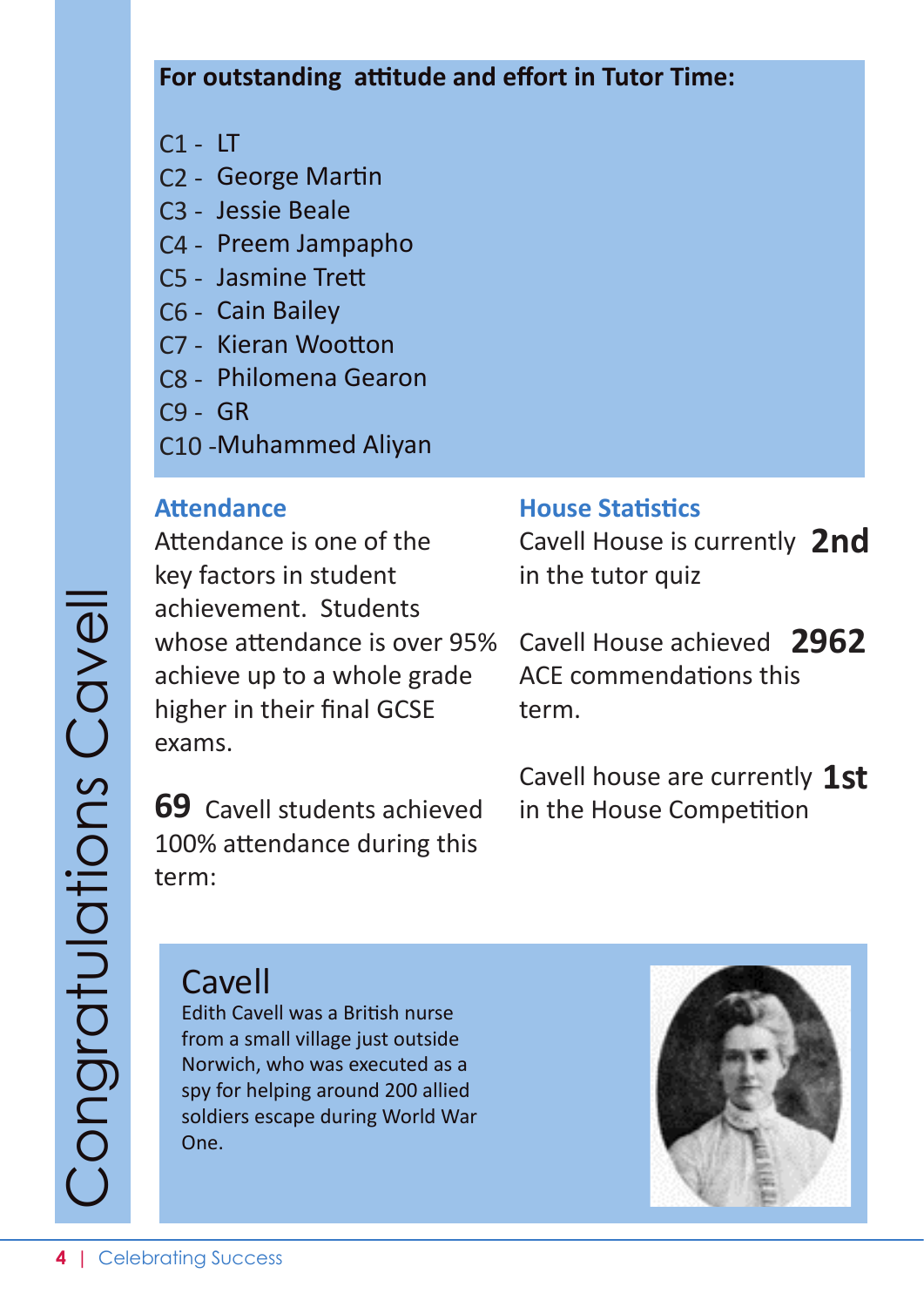# Congratulations Cavell

**For outstanding attitude and effort in Tutor Time:**

C1 - LT
C2 - George Martin
C3 - Jessie Beale
C4 - Preem Jampapho
C5 - Jasmine Trett
C6 - Cain Bailey
C7 - Kieran Wootton
C8 - Philomena Gearon
C9 - GR
C10 - Muhammed Aliyan

## Attendance

Attendance is one of the key factors in student achievement. Students whose attendance is over 95% achieve up to a whole grade higher in their final GCSE exams.

**69** Cavell students achieved 100% attendance during this term:

## House Statistics

Cavell House is currently **2nd** in the tutor quiz

Cavell House achieved **2962** ACE commendations this term.

Cavell house are currently **1st** in the House Competition

## Cavell

Edith Cavell was a British nurse from a small village just outside Norwich, who was executed as a spy for helping around 200 allied soldiers escape during World War One.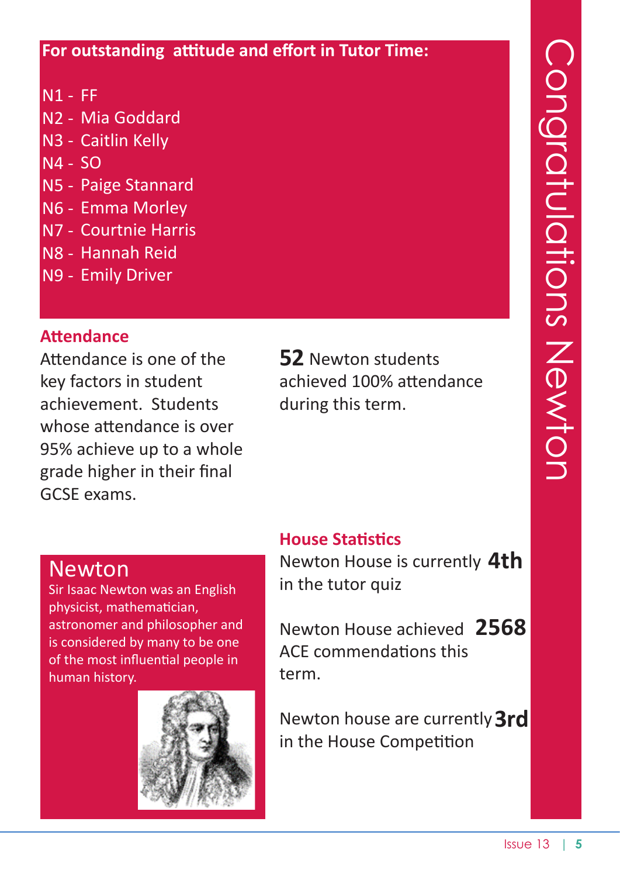# Congratulations Newton

**For outstanding attitude and effort in Tutor Time:**

N1 - FF
N2 - Mia Goddard
N3 - Caitlin Kelly
N4 - SO
N5 - Paige Stannard
N6 - Emma Morley
N7 - Courtnie Harris
N8 - Hannah Reid
N9 - Emily Driver

## Attendance

Attendance is one of the key factors in student achievement. Students whose attendance is over 95% achieve up to a whole grade higher in their final GCSE exams.

**52** Newton students achieved 100% attendance during this term.

## Newton

Sir Isaac Newton was an English physicist, mathematician, astronomer and philosopher and is considered by many to be one of the most influential people in human history.

## House Statistics

Newton House is currently **4th** in the tutor quiz

Newton House achieved **2568** ACE commendations this term.

Newton house are currently **3rd** in the House Competition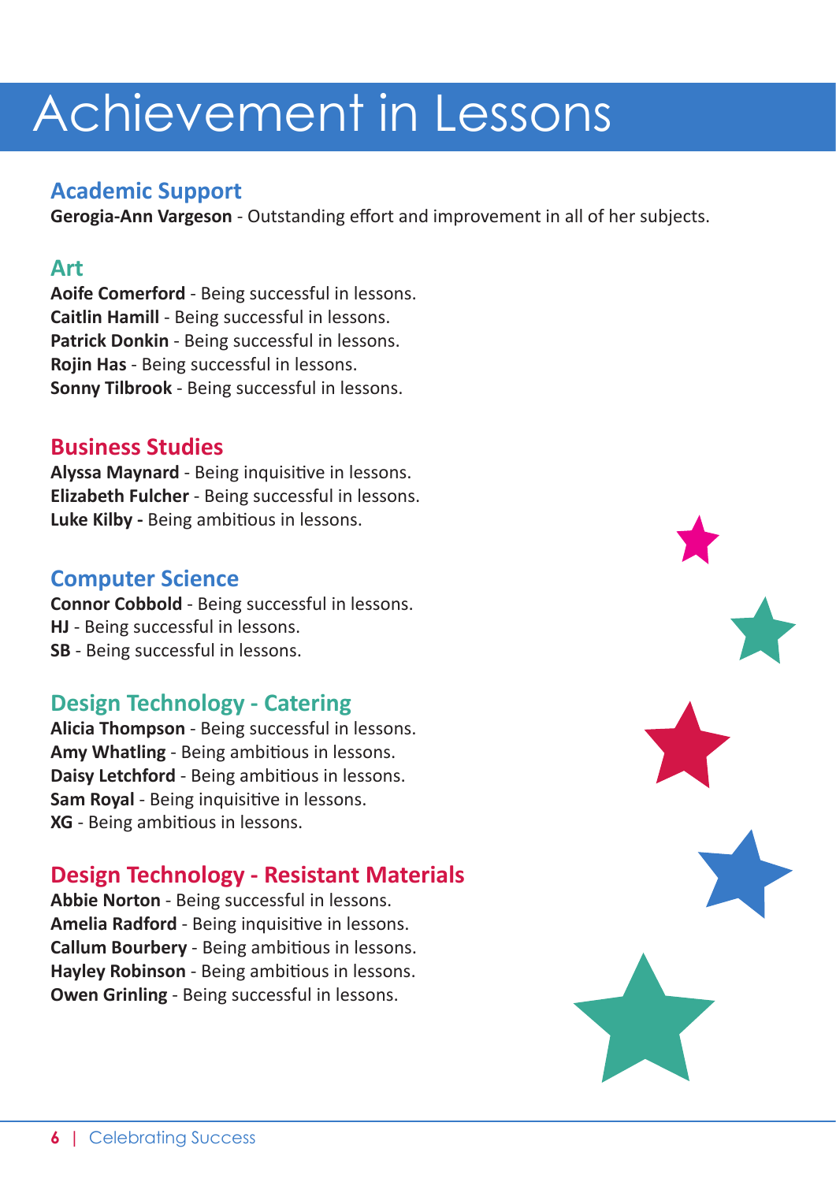# Achievement in Lessons

## Academic Support

**Gerogia-Ann Vargeson** - Outstanding effort and improvement in all of her subjects.

## Art

**Aoife Comerford** - Being successful in lessons.
**Caitlin Hamill** - Being successful in lessons.
**Patrick Donkin** - Being successful in lessons.
**Rojin Has** - Being successful in lessons.
**Sonny Tilbrook** - Being successful in lessons.

## Business Studies

**Alyssa Maynard** - Being inquisitive in lessons.
**Elizabeth Fulcher** - Being successful in lessons.
**Luke Kilby -** Being ambitious in lessons.

## Computer Science

**Connor Cobbold** - Being successful in lessons.
**HJ** - Being successful in lessons.
**SB** - Being successful in lessons.

## Design Technology - Catering

**Alicia Thompson** - Being successful in lessons.
**Amy Whatling** - Being ambitious in lessons.
**Daisy Letchford** - Being ambitious in lessons.
**Sam Royal** - Being inquisitive in lessons.
**XG** - Being ambitious in lessons.

## Design Technology - Resistant Materials

**Abbie Norton** - Being successful in lessons.
**Amelia Radford** - Being inquisitive in lessons.
**Callum Bourbery** - Being ambitious in lessons.
**Hayley Robinson** - Being ambitious in lessons.
**Owen Grinling** - Being successful in lessons.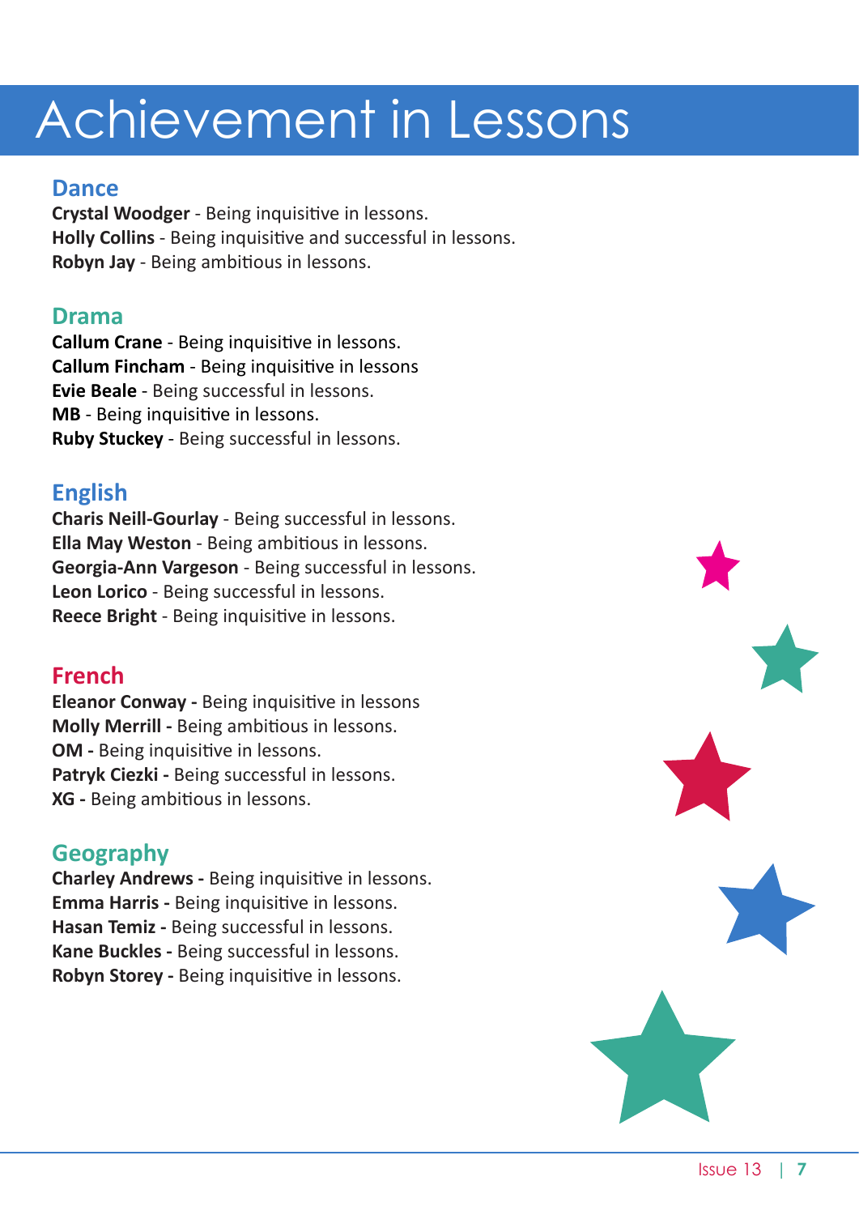# Achievement in Lessons

## Dance

**Crystal Woodger** - Being inquisitive in lessons.
**Holly Collins** - Being inquisitive and successful in lessons.
**Robyn Jay** - Being ambitious in lessons.

## Drama

**Callum Crane** - Being inquisitive in lessons.
**Callum Fincham** - Being inquisitive in lessons
**Evie Beale** - Being successful in lessons.
**MB** - Being inquisitive in lessons.
**Ruby Stuckey** - Being successful in lessons.

## English

**Charis Neill-Gourlay** - Being successful in lessons.
**Ella May Weston** - Being ambitious in lessons.
**Georgia-Ann Vargeson** - Being successful in lessons.
**Leon Lorico** - Being successful in lessons.
**Reece Bright** - Being inquisitive in lessons.

## French

**Eleanor Conway -** Being inquisitive in lessons
**Molly Merrill -** Being ambitious in lessons.
**OM -** Being inquisitive in lessons.
**Patryk Ciezki -** Being successful in lessons.
**XG -** Being ambitious in lessons.

## Geography

**Charley Andrews -** Being inquisitive in lessons.
**Emma Harris -** Being inquisitive in lessons.
**Hasan Temiz -** Being successful in lessons.
**Kane Buckles -** Being successful in lessons.
**Robyn Storey -** Being inquisitive in lessons.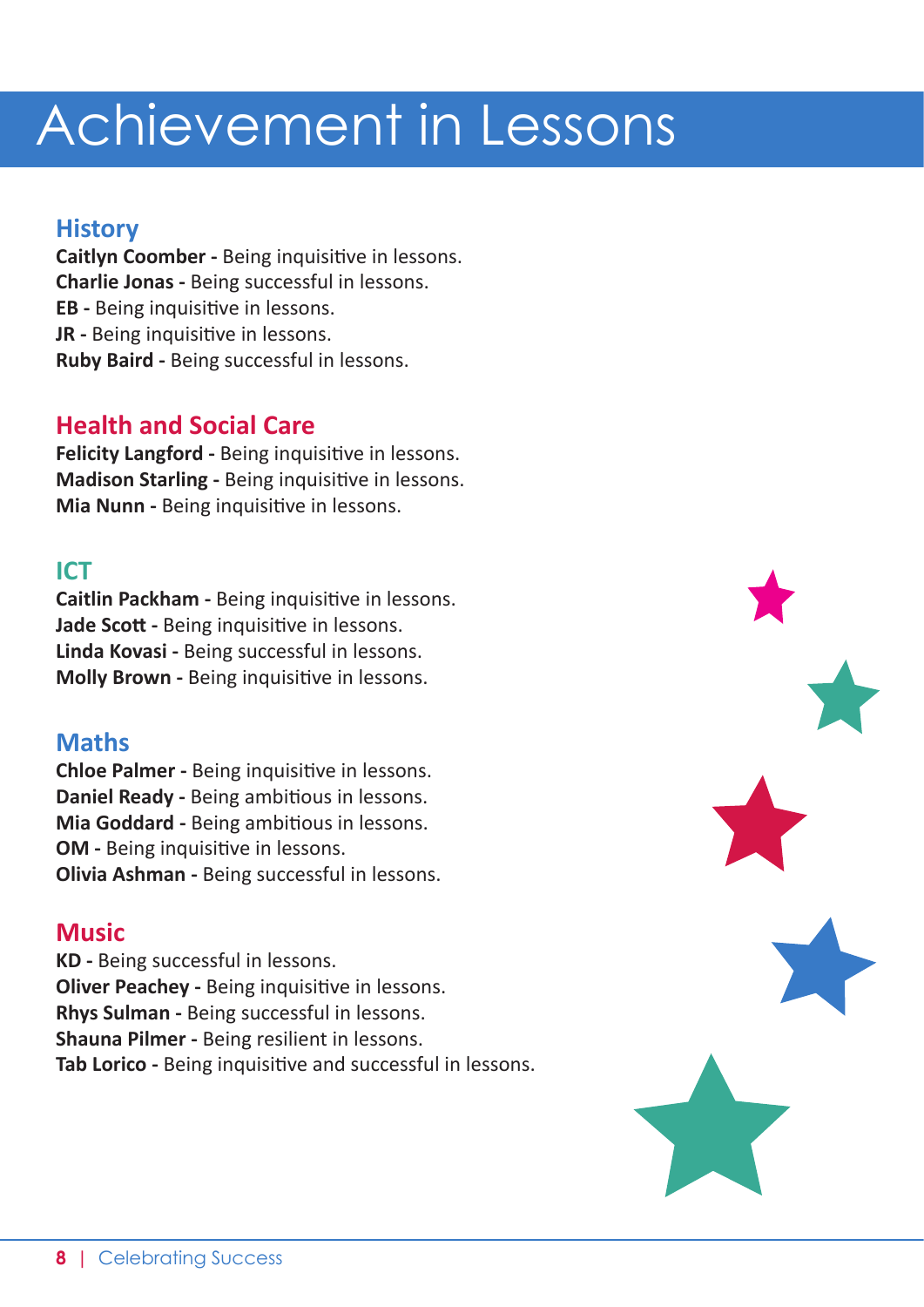# Achievement in Lessons

## History

**Caitlyn Coomber -** Being inquisitive in lessons.
**Charlie Jonas -** Being successful in lessons.
**EB -** Being inquisitive in lessons.
**JR -** Being inquisitive in lessons.
**Ruby Baird -** Being successful in lessons.

## Health and Social Care

**Felicity Langford -** Being inquisitive in lessons.
**Madison Starling -** Being inquisitive in lessons.
**Mia Nunn -** Being inquisitive in lessons.

## ICT

**Caitlin Packham -** Being inquisitive in lessons.
**Jade Scott -** Being inquisitive in lessons.
**Linda Kovasi -** Being successful in lessons.
**Molly Brown -** Being inquisitive in lessons.

## Maths

**Chloe Palmer -** Being inquisitive in lessons.
**Daniel Ready -** Being ambitious in lessons.
**Mia Goddard -** Being ambitious in lessons.
**OM -** Being inquisitive in lessons.
**Olivia Ashman -** Being successful in lessons.

## Music

**KD -** Being successful in lessons.
**Oliver Peachey -** Being inquisitive in lessons.
**Rhys Sulman -** Being successful in lessons.
**Shauna Pilmer -** Being resilient in lessons.
**Tab Lorico -** Being inquisitive and successful in lessons.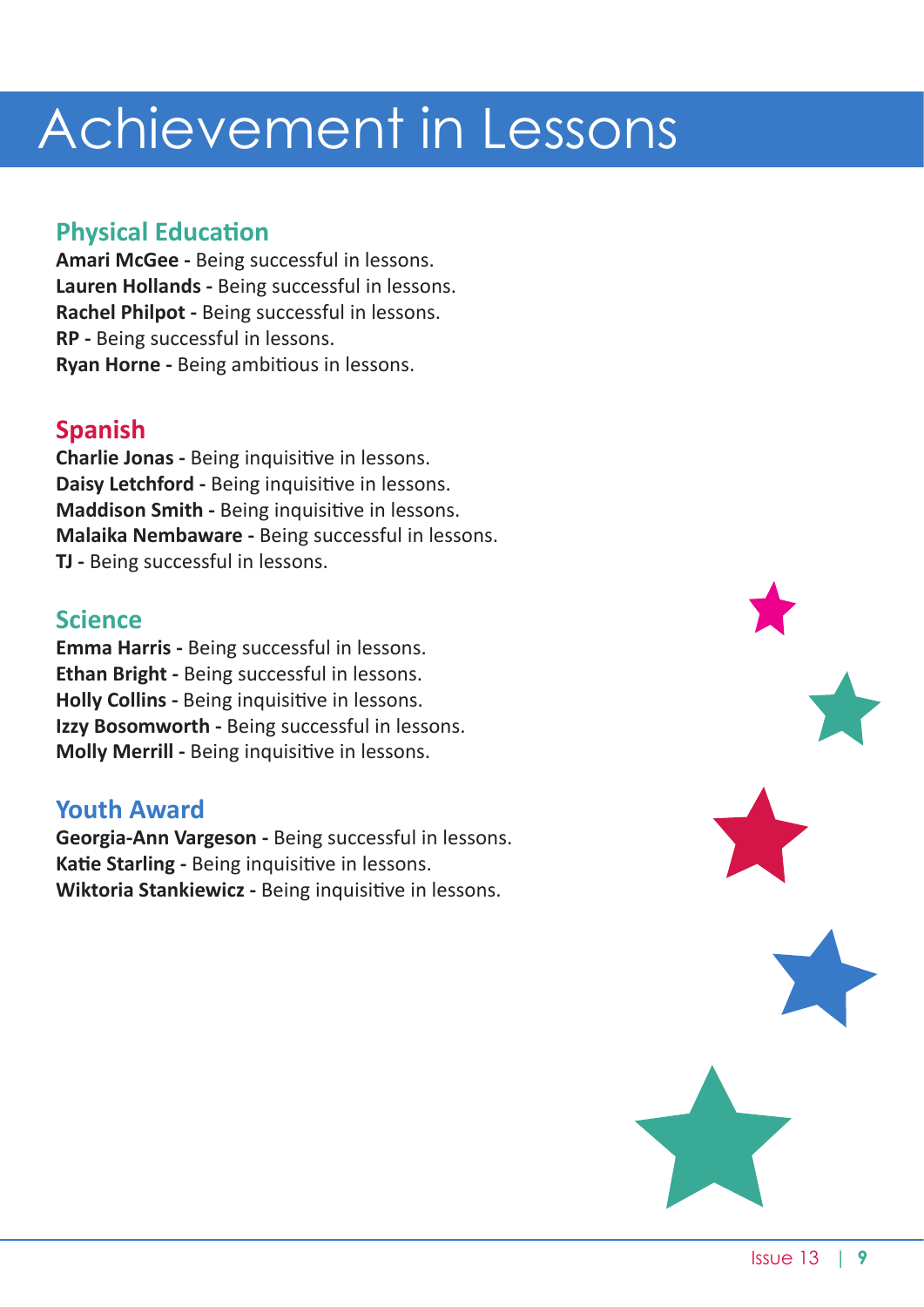# Achievement in Lessons

## Physical Education

**Amari McGee -** Being successful in lessons.
**Lauren Hollands -** Being successful in lessons.
**Rachel Philpot -** Being successful in lessons.
**RP -** Being successful in lessons.
**Ryan Horne -** Being ambitious in lessons.

## Spanish

**Charlie Jonas -** Being inquisitive in lessons.
**Daisy Letchford -** Being inquisitive in lessons.
**Maddison Smith -** Being inquisitive in lessons.
**Malaika Nembaware -** Being successful in lessons.
**TJ -** Being successful in lessons.

## Science

**Emma Harris -** Being successful in lessons.
**Ethan Bright -** Being successful in lessons.
**Holly Collins -** Being inquisitive in lessons.
**Izzy Bosomworth -** Being successful in lessons.
**Molly Merrill -** Being inquisitive in lessons.

## Youth Award

**Georgia-Ann Vargeson -** Being successful in lessons.
**Katie Starling -** Being inquisitive in lessons.
**Wiktoria Stankiewicz -** Being inquisitive in lessons.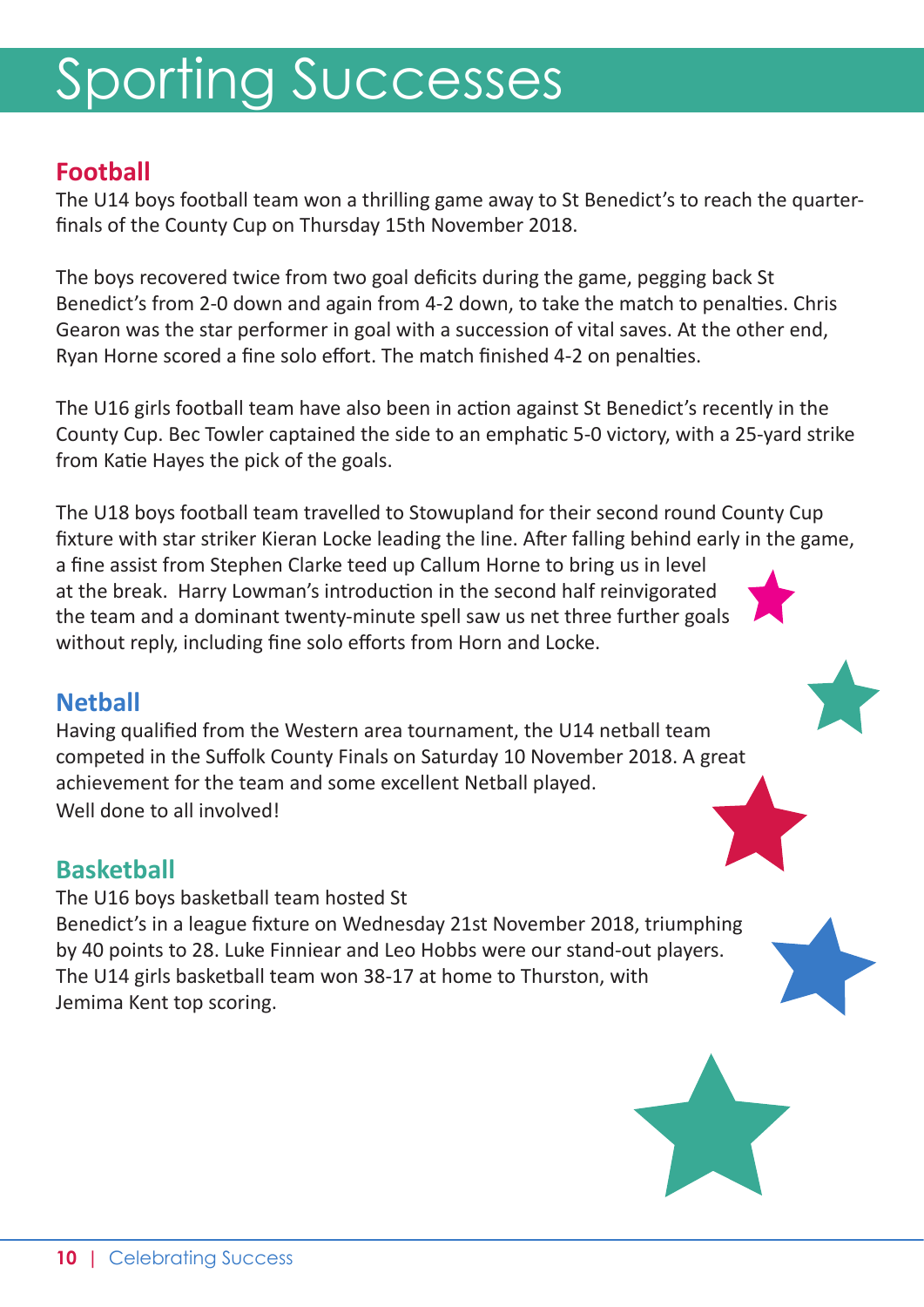# Sporting Successes

## Football

The U14 boys football team won a thrilling game away to St Benedict's to reach the quarter-finals of the County Cup on Thursday 15th November 2018.

The boys recovered twice from two goal deficits during the game, pegging back St Benedict's from 2-0 down and again from 4-2 down, to take the match to penalties. Chris Gearon was the star performer in goal with a succession of vital saves. At the other end, Ryan Horne scored a fine solo effort. The match finished 4-2 on penalties.

The U16 girls football team have also been in action against St Benedict's recently in the County Cup. Bec Towler captained the side to an emphatic 5-0 victory, with a 25-yard strike from Katie Hayes the pick of the goals.

The U18 boys football team travelled to Stowupland for their second round County Cup fixture with star striker Kieran Locke leading the line. After falling behind early in the game, a fine assist from Stephen Clarke teed up Callum Horne to bring us in level at the break. Harry Lowman's introduction in the second half reinvigorated the team and a dominant twenty-minute spell saw us net three further goals without reply, including fine solo efforts from Horn and Locke.

## Netball

Having qualified from the Western area tournament, the U14 netball team competed in the Suffolk County Finals on Saturday 10 November 2018. A great achievement for the team and some excellent Netball played.
Well done to all involved!

## Basketball

The U16 boys basketball team hosted St Benedict's in a league fixture on Wednesday 21st November 2018, triumphing by 40 points to 28. Luke Finniear and Leo Hobbs were our stand-out players. The U14 girls basketball team won 38-17 at home to Thurston, with Jemima Kent top scoring.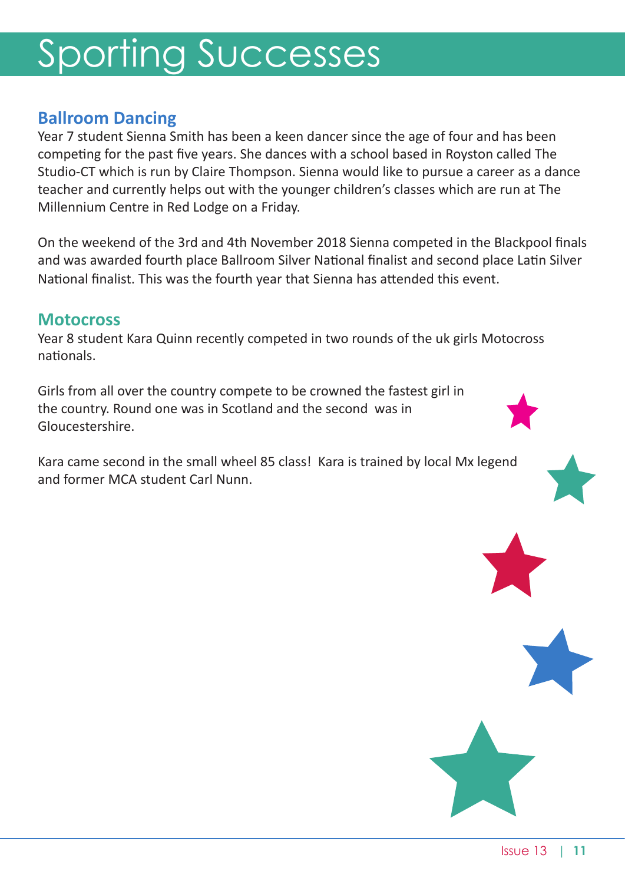# Sporting Successes

## Ballroom Dancing

Year 7 student Sienna Smith has been a keen dancer since the age of four and has been competing for the past five years. She dances with a school based in Royston called The Studio-CT which is run by Claire Thompson. Sienna would like to pursue a career as a dance teacher and currently helps out with the younger children's classes which are run at The Millennium Centre in Red Lodge on a Friday.

On the weekend of the 3rd and 4th November 2018 Sienna competed in the Blackpool finals and was awarded fourth place Ballroom Silver National finalist and second place Latin Silver National finalist. This was the fourth year that Sienna has attended this event.

## Motocross

Year 8 student Kara Quinn recently competed in two rounds of the uk girls Motocross nationals.

Girls from all over the country compete to be crowned the fastest girl in the country. Round one was in Scotland and the second was in Gloucestershire.

Kara came second in the small wheel 85 class! Kara is trained by local Mx legend and former MCA student Carl Nunn.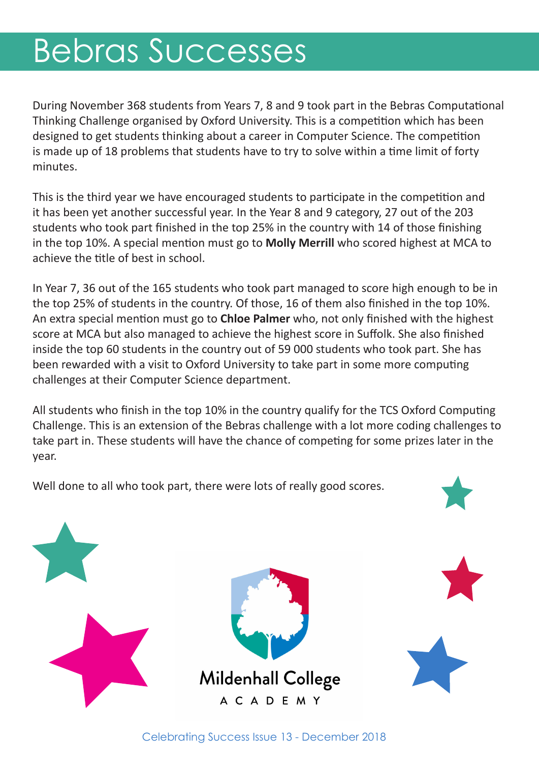# Bebras Successes

During November 368 students from Years 7, 8 and 9 took part in the Bebras Computational Thinking Challenge organised by Oxford University. This is a competition which has been designed to get students thinking about a career in Computer Science. The competition is made up of 18 problems that students have to try to solve within a time limit of forty minutes.

This is the third year we have encouraged students to participate in the competition and it has been yet another successful year. In the Year 8 and 9 category, 27 out of the 203 students who took part finished in the top 25% in the country with 14 of those finishing in the top 10%. A special mention must go to **Molly Merrill** who scored highest at MCA to achieve the title of best in school.

In Year 7, 36 out of the 165 students who took part managed to score high enough to be in the top 25% of students in the country. Of those, 16 of them also finished in the top 10%. An extra special mention must go to **Chloe Palmer** who, not only finished with the highest score at MCA but also managed to achieve the highest score in Suffolk. She also finished inside the top 60 students in the country out of 59 000 students who took part. She has been rewarded with a visit to Oxford University to take part in some more computing challenges at their Computer Science department.

All students who finish in the top 10% in the country qualify for the TCS Oxford Computing Challenge. This is an extension of the Bebras challenge with a lot more coding challenges to take part in. These students will have the chance of competing for some prizes later in the year.

Well done to all who took part, there were lots of really good scores.

Mildenhall College

ACADEMY